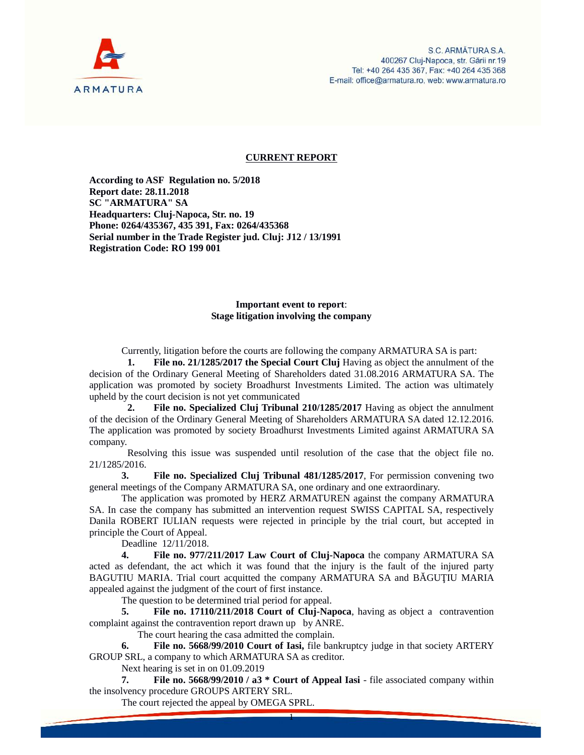S.C. ARMĂTURA S.A.
400267 Cluj-Napoca, str. Gării nr.19
Tel: +40 264 435 367, Fax: +40 264 435 368
E-mail: office@armatura.ro, web: www.armatura.ro

## CURRENT REPORT

**According to ASF Regulation no. 5/2018**
**Report date: 28.11.2018**
**SC "ARMATURA" SA**
**Headquarters: Cluj-Napoca, Str. no. 19**
**Phone: 0264/435367, 435 391, Fax: 0264/435368**
**Serial number in the Trade Register jud. Cluj: J12 / 13/1991**
**Registration Code: RO 199 001**

**Important event to report**:
**Stage litigation involving the company**

Currently, litigation before the courts are following the company ARMATURA SA is part:

1. **File no. 21/1285/2017 the Special Court Cluj** Having as object the annulment of the decision of the Ordinary General Meeting of Shareholders dated 31.08.2016 ARMATURA SA. The application was promoted by society Broadhurst Investments Limited. The action was ultimately upheld by the court decision is not yet communicated

2. **File no. Specialized Cluj Tribunal 210/1285/2017** Having as object the annulment of the decision of the Ordinary General Meeting of Shareholders ARMATURA SA dated 12.12.2016. The application was promoted by society Broadhurst Investments Limited against ARMATURA SA company.

   Resolving this issue was suspended until resolution of the case that the object file no. 21/1285/2016.

3. **File no. Specialized Cluj Tribunal 481/1285/2017**, For permission convening two general meetings of the Company ARMATURA SA, one ordinary and one extraordinary.

   The application was promoted by HERZ ARMATUREN against the company ARMATURA SA. In case the company has submitted an intervention request SWISS CAPITAL SA, respectively Danila ROBERT IULIAN requests were rejected in principle by the trial court, but accepted in principle the Court of Appeal.

   Deadline 12/11/2018.

4. **File no. 977/211/2017 Law Court of Cluj-Napoca** the company ARMATURA SA acted as defendant, the act which it was found that the injury is the fault of the injured party BAGUTIU MARIA. Trial court acquitted the company ARMATURA SA and BĂGUȚIU MARIA appealed against the judgment of the court of first instance.

   The question to be determined trial period for appeal.

5. **File no. 17110/211/2018 Court of Cluj-Napoca**, having as object a contravention complaint against the contravention report drawn up by ANRE.

   The court hearing the casa admitted the complain.

6. **File no. 5668/99/2010 Court of Iasi,** file bankruptcy judge in that society ARTERY GROUP SRL, a company to which ARMATURA SA as creditor.

   Next hearing is set in on 01.09.2019

7. **File no. 5668/99/2010 / a3 * Court of Appeal Iasi** - file associated company within the insolvency procedure GROUPS ARTERY SRL.

   The court rejected the appeal by OMEGA SPRL.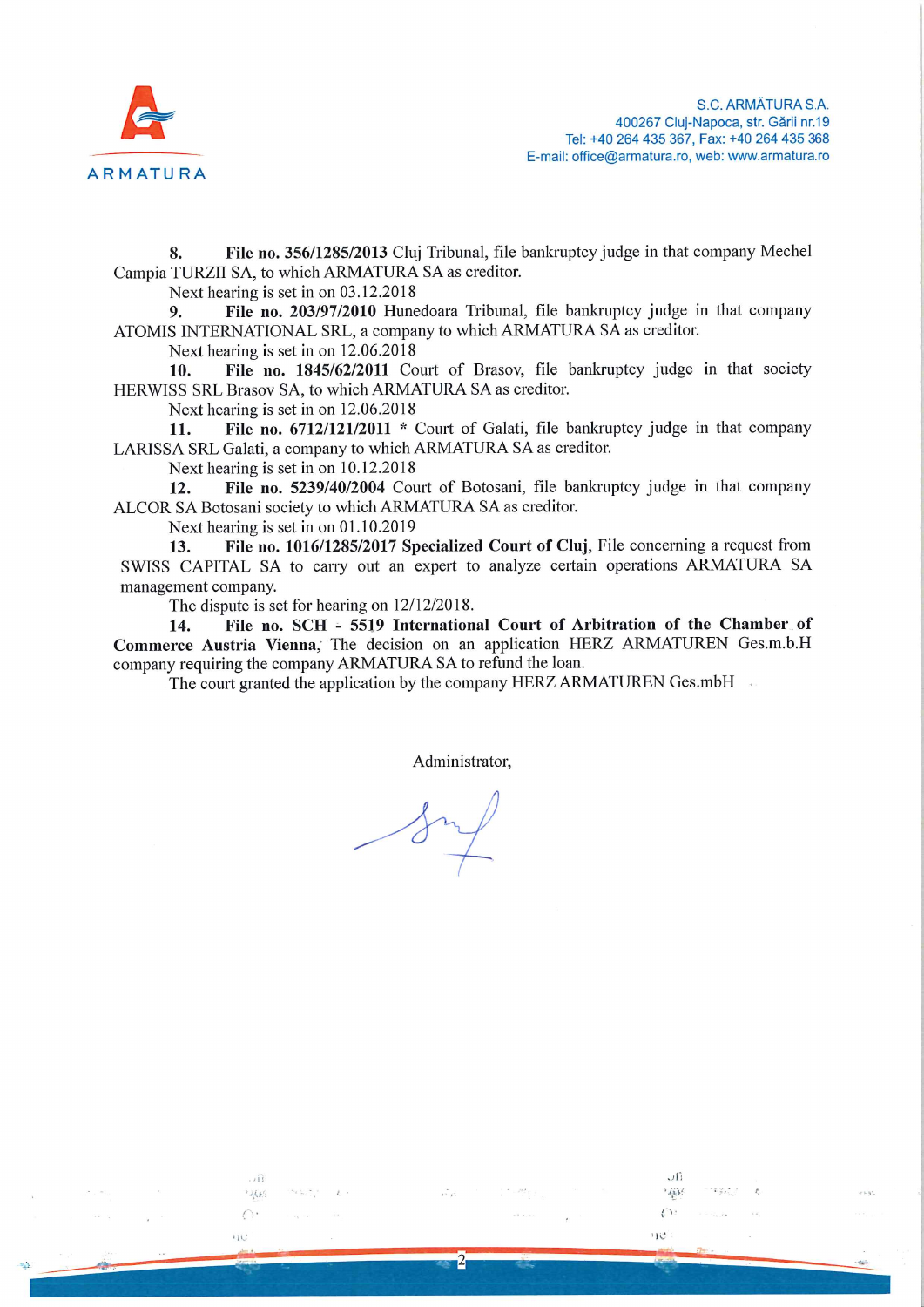S.C. ARMĂTURA S.A.
400267 Cluj-Napoca, str. Gării nr.19
Tel: +40 264 435 367, Fax: +40 264 435 368
E-mail: office@armatura.ro, web: www.armatura.ro

8. **File no. 356/1285/2013** Cluj Tribunal, file bankruptcy judge in that company Mechel Campia TURZII SA, to which ARMATURA SA as creditor.
Next hearing is set in on 03.12.2018

9. **File no. 203/97/2010** Hunedoara Tribunal, file bankruptcy judge in that company ATOMIS INTERNATIONAL SRL, a company to which ARMATURA SA as creditor.
Next hearing is set in on 12.06.2018

10. **File no. 1845/62/2011** Court of Brasov, file bankruptcy judge in that society HERWISS SRL Brasov SA, to which ARMATURA SA as creditor.
Next hearing is set in on 10.12.2018

11. **File no. 6712/121/2011** * Court of Galati, file bankruptcy judge in that company LARISSA SRL Galati, a company to which ARMATURA SA as creditor.
Next hearing is set in on 12.06.2018

12. **File no. 5239/40/2004** Court of Botosani, file bankruptcy judge in that company ALCOR SA Botosani society to which ARMATURA SA as creditor.
Next hearing is set in on 01.10.2019

13. **File no. 1016/1285/2017 Specialized Court of Cluj**, File concerning a request from SWISS CAPITAL SA to carry out an expert to analyze certain operations ARMATURA SA management company.
The dispute is set for hearing on 12/12/2018.

14. **File no. SCH - 5519 International Court of Arbitration of the Chamber of Commerce Austria Vienna**, The decision on an application HERZ ARMATUREN Ges.m.b.H company requiring the company ARMATURA SA to refund the loan.
The court granted the application by the company HERZ ARMATUREN Ges.mbH

Administrator,